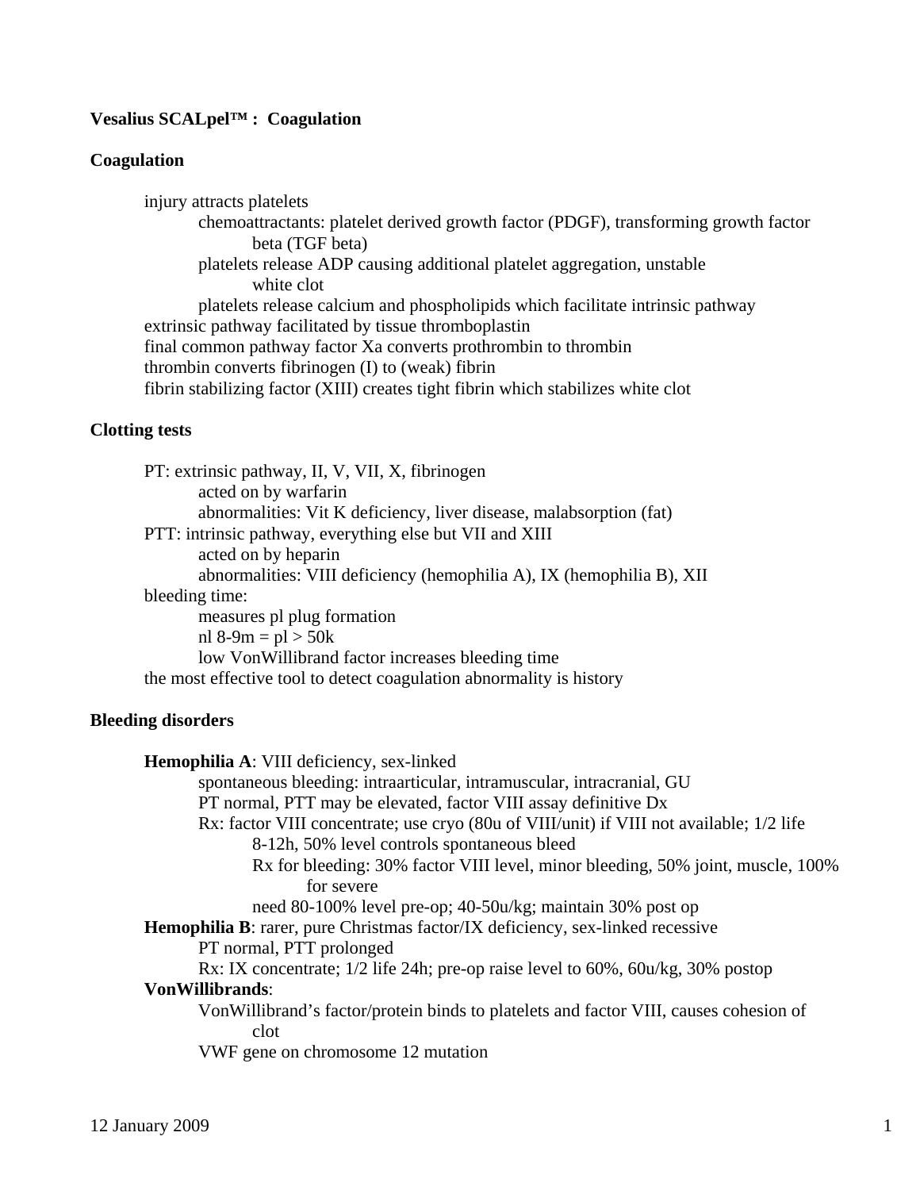**Vesalius SCALpel™ : Coagulation**

**Coagulation**

- injury attracts platelets
  - chemoattractants: platelet derived growth factor (PDGF), transforming growth factor beta (TGF beta)
  - platelets release ADP causing additional platelet aggregation, unstable white clot
  - platelets release calcium and phospholipids which facilitate intrinsic pathway
- extrinsic pathway facilitated by tissue thromboplastin
- final common pathway factor Xa converts prothrombin to thrombin
- thrombin converts fibrinogen (I) to (weak) fibrin
- fibrin stabilizing factor (XIII) creates tight fibrin which stabilizes white clot

**Clotting tests**

- PT: extrinsic pathway, II, V, VII, X, fibrinogen
  - acted on by warfarin
  - abnormalities: Vit K deficiency, liver disease, malabsorption (fat)
- PTT: intrinsic pathway, everything else but VII and XIII
  - acted on by heparin
  - abnormalities: VIII deficiency (hemophilia A), IX (hemophilia B), XII
- bleeding time:
  - measures pl plug formation
  - nl 8-9m = pl > 50k
  - low VonWillibrand factor increases bleeding time
- the most effective tool to detect coagulation abnormality is history

**Bleeding disorders**

- **Hemophilia A**: VIII deficiency, sex-linked
  - spontaneous bleeding: intraarticular, intramuscular, intracranial, GU
  - PT normal, PTT may be elevated, factor VIII assay definitive Dx
  - Rx: factor VIII concentrate; use cryo (80u of VIII/unit) if VIII not available; 1/2 life 8-12h, 50% level controls spontaneous bleed
    - Rx for bleeding: 30% factor VIII level, minor bleeding, 50% joint, muscle, 100% for severe
    - need 80-100% level pre-op; 40-50u/kg; maintain 30% post op
- **Hemophilia B**: rarer, pure Christmas factor/IX deficiency, sex-linked recessive
  - PT normal, PTT prolonged
  - Rx: IX concentrate; 1/2 life 24h; pre-op raise level to 60%, 60u/kg, 30% postop
- **VonWillibrands**:
  - VonWillibrand's factor/protein binds to platelets and factor VIII, causes cohesion of clot
  - VWF gene on chromosome 12 mutation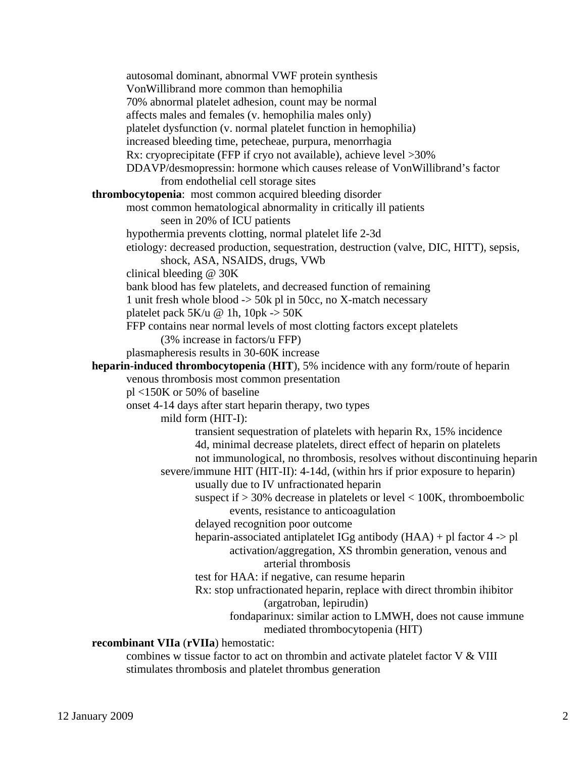- autosomal dominant, abnormal VWF protein synthesis
- VonWillibrand more common than hemophilia
- 70% abnormal platelet adhesion, count may be normal
- affects males and females (v. hemophilia males only)
- platelet dysfunction (v. normal platelet function in hemophilia)
- increased bleeding time, petecheae, purpura, menorrhagia
- Rx: cryoprecipitate (FFP if cryo not available), achieve level >30%
- DDAVP/desmopressin: hormone which causes release of VonWillibrand's factor
  - from endothelial cell storage sites

**thrombocytopenia**: most common acquired bleeding disorder

- most common hematological abnormality in critically ill patients
  - seen in 20% of ICU patients
- hypothermia prevents clotting, normal platelet life 2-3d
- etiology: decreased production, sequestration, destruction (valve, DIC, HITT), sepsis,
  - shock, ASA, NSAIDS, drugs, VWb
- clinical bleeding @ 30K
- bank blood has few platelets, and decreased function of remaining
- 1 unit fresh whole blood -> 50k pl in 50cc, no X-match necessary
- platelet pack 5K/u @ 1h, 10pk -> 50K
- FFP contains near normal levels of most clotting factors except platelets
  - (3% increase in factors/u FFP)
- plasmapheresis results in 30-60K increase

**heparin-induced thrombocytopenia** (**HIT**), 5% incidence with any form/route of heparin

- venous thrombosis most common presentation
- pl <150K or 50% of baseline
- onset 4-14 days after start heparin therapy, two types
  - mild form (HIT-I):
    - transient sequestration of platelets with heparin Rx, 15% incidence
    - 4d, minimal decrease platelets, direct effect of heparin on platelets
    - not immunological, no thrombosis, resolves without discontinuing heparin
  - severe/immune HIT (HIT-II): 4-14d, (within hrs if prior exposure to heparin)
    - usually due to IV unfractionated heparin
    - suspect if > 30% decrease in platelets or level < 100K, thromboembolic
      - events, resistance to anticoagulation
    - delayed recognition poor outcome
    - heparin-associated antiplatelet IGg antibody (HAA) + pl factor 4 -> pl
      - activation/aggregation, XS thrombin generation, venous and
        - arterial thrombosis
    - test for HAA: if negative, can resume heparin
    - Rx: stop unfractionated heparin, replace with direct thrombin ihibitor
      - (argatroban, lepirudin)
      - fondaparinux: similar action to LMWH, does not cause immune
        - mediated thrombocytopenia (HIT)

**recombinant VIIa** (**rVIIa**) hemostatic:

- combines w tissue factor to act on thrombin and activate platelet factor V & VIII
- stimulates thrombosis and platelet thrombus generation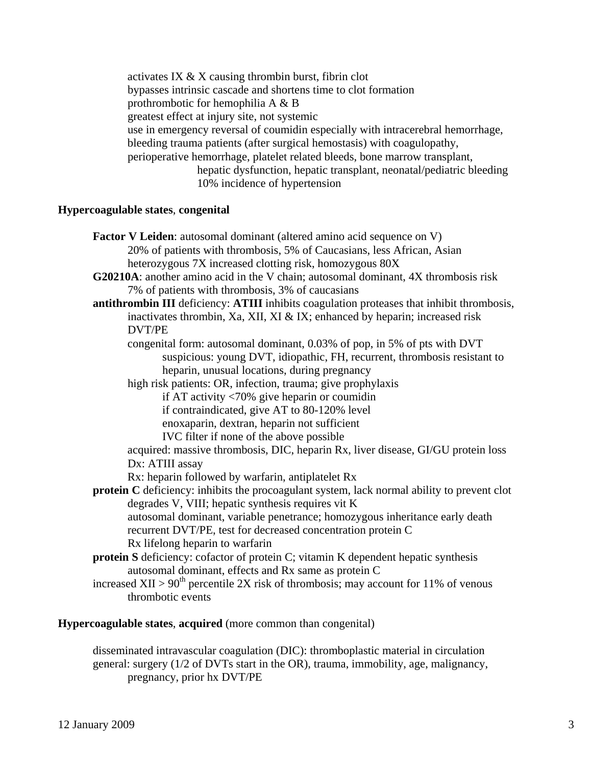activates IX & X causing thrombin burst, fibrin clot
bypasses intrinsic cascade and shortens time to clot formation
prothrombotic for hemophilia A & B
greatest effect at injury site, not systemic
use in emergency reversal of coumidin especially with intracerebral hemorrhage, bleeding trauma patients (after surgical hemostasis) with coagulopathy, perioperative hemorrhage, platelet related bleeds, bone marrow transplant,
hepatic dysfunction, hepatic transplant, neonatal/pediatric bleeding
10% incidence of hypertension

**Hypercoagulable states**, **congenital**

**Factor V Leiden**: autosomal dominant (altered amino acid sequence on V)
20% of patients with thrombosis, 5% of Caucasians, less African, Asian
heterozygous 7X increased clotting risk, homozygous 80X

**G20210A**: another amino acid in the V chain; autosomal dominant, 4X thrombosis risk
7% of patients with thrombosis, 3% of caucasians

**antithrombin III** deficiency: **ATIII** inhibits coagulation proteases that inhibit thrombosis, inactivates thrombin, Xa, XII, XI & IX; enhanced by heparin; increased risk DVT/PE
congenital form: autosomal dominant, 0.03% of pop, in 5% of pts with DVT
suspicious: young DVT, idiopathic, FH, recurrent, thrombosis resistant to heparin, unusual locations, during pregnancy
high risk patients: OR, infection, trauma; give prophylaxis
if AT activity <70% give heparin or coumidin
if contraindicated, give AT to 80-120% level
enoxaparin, dextran, heparin not sufficient
IVC filter if none of the above possible
acquired: massive thrombosis, DIC, heparin Rx, liver disease, GI/GU protein loss
Dx: ATIII assay
Rx: heparin followed by warfarin, antiplatelet Rx

**protein C** deficiency: inhibits the procoagulant system, lack normal ability to prevent clot
degrades V, VIII; hepatic synthesis requires vit K
autosomal dominant, variable penetrance; homozygous inheritance early death
recurrent DVT/PE, test for decreased concentration protein C
Rx lifelong heparin to warfarin

**protein S** deficiency: cofactor of protein C; vitamin K dependent hepatic synthesis
autosomal dominant, effects and Rx same as protein C

increased XII > $90^{th}$ percentile 2X risk of thrombosis; may account for 11% of venous thrombotic events

**Hypercoagulable states**, **acquired** (more common than congenital)

disseminated intravascular coagulation (DIC): thromboplastic material in circulation
general: surgery (1/2 of DVTs start in the OR), trauma, immobility, age, malignancy, pregnancy, prior hx DVT/PE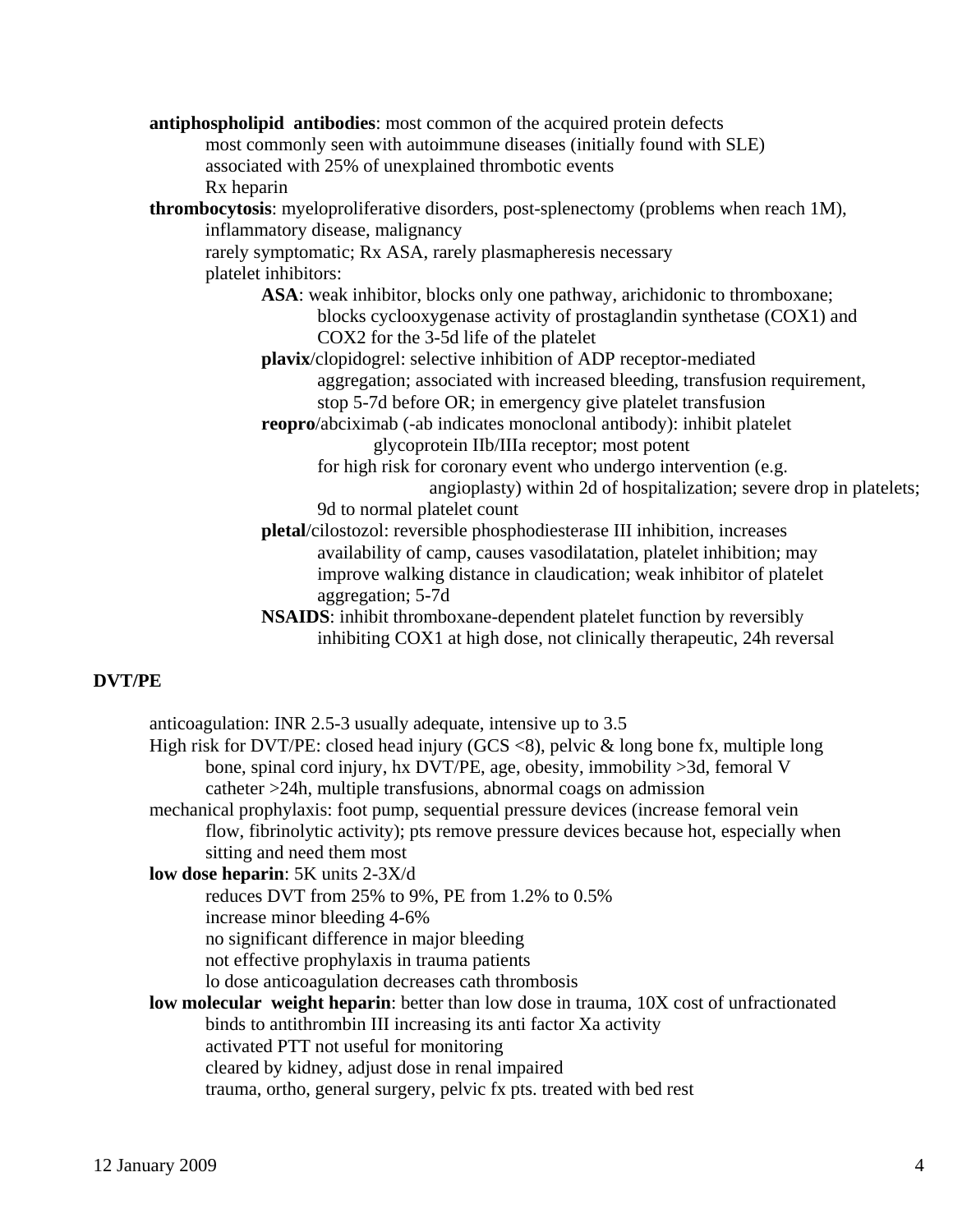**antiphospholipid antibodies**: most common of the acquired protein defects
- most commonly seen with autoimmune diseases (initially found with SLE)
- associated with 25% of unexplained thrombotic events
- Rx heparin

**thrombocytosis**: myeloproliferative disorders, post-splenectomy (problems when reach 1M), inflammatory disease, malignancy
- rarely symptomatic; Rx ASA, rarely plasmapheresis necessary
- platelet inhibitors:
  - **ASA**: weak inhibitor, blocks only one pathway, arichidonic to thromboxane; blocks cyclooxygenase activity of prostaglandin synthetase (COX1) and COX2 for the 3-5d life of the platelet
  - **plavix**/clopidogrel: selective inhibition of ADP receptor-mediated aggregation; associated with increased bleeding, transfusion requirement, stop 5-7d before OR; in emergency give platelet transfusion
  - **reopro**/abciximab (-ab indicates monoclonal antibody): inhibit platelet glycoprotein IIb/IIIa receptor; most potent
    - for high risk for coronary event who undergo intervention (e.g. angioplasty) within 2d of hospitalization; severe drop in platelets;
    - 9d to normal platelet count
  - **pletal**/cilostozol: reversible phosphodiesterase III inhibition, increases availability of camp, causes vasodilatation, platelet inhibition; may improve walking distance in claudication; weak inhibitor of platelet aggregation; 5-7d
  - **NSAIDS**: inhibit thromboxane-dependent platelet function by reversibly inhibiting COX1 at high dose, not clinically therapeutic, 24h reversal

## DVT/PE

anticoagulation: INR 2.5-3 usually adequate, intensive up to 3.5

High risk for DVT/PE: closed head injury (GCS <8), pelvic & long bone fx, multiple long bone, spinal cord injury, hx DVT/PE, age, obesity, immobility >3d, femoral V catheter >24h, multiple transfusions, abnormal coags on admission

mechanical prophylaxis: foot pump, sequential pressure devices (increase femoral vein flow, fibrinolytic activity); pts remove pressure devices because hot, especially when sitting and need them most

**low dose heparin**: 5K units 2-3X/d
- reduces DVT from 25% to 9%, PE from 1.2% to 0.5%
- increase minor bleeding 4-6%
- no significant difference in major bleeding
- not effective prophylaxis in trauma patients
- lo dose anticoagulation decreases cath thrombosis

**low molecular weight heparin**: better than low dose in trauma, 10X cost of unfractionated
- binds to antithrombin III increasing its anti factor Xa activity
- activated PTT not useful for monitoring
- cleared by kidney, adjust dose in renal impaired
- trauma, ortho, general surgery, pelvic fx pts. treated with bed rest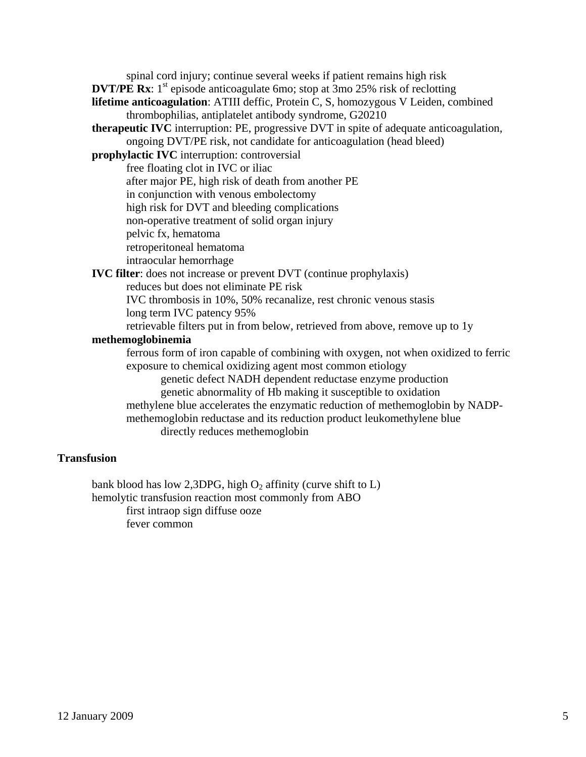spinal cord injury; continue several weeks if patient remains high risk

**DVT/PE Rx**: 1st episode anticoagulate 6mo; stop at 3mo 25% risk of reclotting

**lifetime anticoagulation**: ATIII deffic, Protein C, S, homozygous V Leiden, combined thrombophilias, antiplatelet antibody syndrome, G20210

**therapeutic IVC** interruption: PE, progressive DVT in spite of adequate anticoagulation, ongoing DVT/PE risk, not candidate for anticoagulation (head bleed)

**prophylactic IVC** interruption: controversial

- free floating clot in IVC or iliac
- after major PE, high risk of death from another PE
- in conjunction with venous embolectomy
- high risk for DVT and bleeding complications
- non-operative treatment of solid organ injury
- pelvic fx, hematoma
- retroperitoneal hematoma
- intraocular hemorrhage

**IVC filter**: does not increase or prevent DVT (continue prophylaxis)

- reduces but does not eliminate PE risk
- IVC thrombosis in 10%, 50% recanalize, rest chronic venous stasis
- long term IVC patency 95%
- retrievable filters put in from below, retrieved from above, remove up to 1y

**methemoglobinemia**

- ferrous form of iron capable of combining with oxygen, not when oxidized to ferric
- exposure to chemical oxidizing agent most common etiology
  - genetic defect NADH dependent reductase enzyme production
  - genetic abnormality of Hb making it susceptible to oxidation
- methylene blue accelerates the enzymatic reduction of methemoglobin by NADP-methemoglobin reductase and its reduction product leukomethylene blue
  - directly reduces methemoglobin

## Transfusion

bank blood has low 2,3DPG, high $O_2$ affinity (curve shift to L)

hemolytic transfusion reaction most commonly from ABO

- first intraop sign diffuse ooze
- fever common